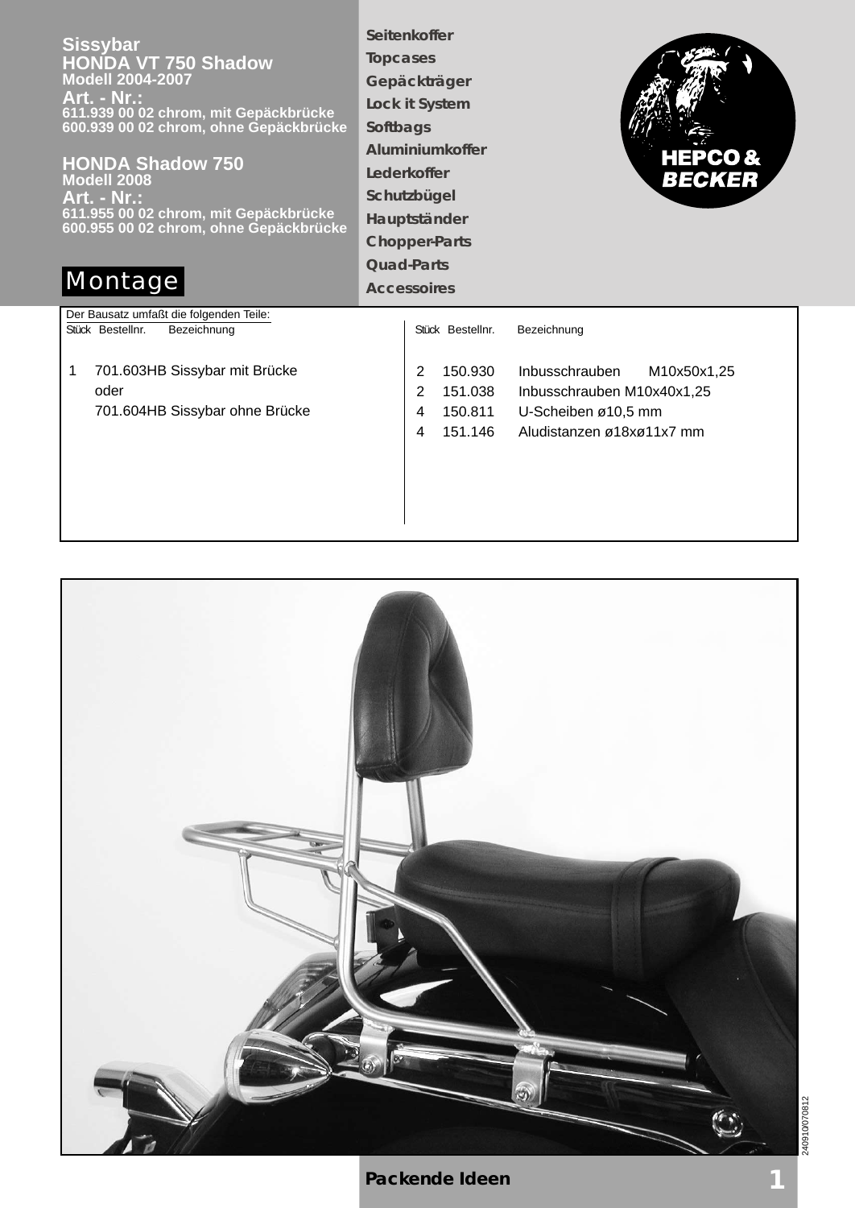# Sissybar
## HONDA VT 750 Shadow
**Modell 2004-2007**

**Art. - Nr.:**
**611.939 00 02 chrom, mit Gepäckbrücke**
**600.939 00 02 chrom, ohne Gepäckbrücke**

## HONDA Shadow 750
**Modell 2008**

**Art. - Nr.:**
**611.955 00 02 chrom, mit Gepäckbrücke**
**600.955 00 02 chrom, ohne Gepäckbrücke**

# Montage

- Seitenkoffer
- Topcases
- Gepäckträger
- Lock it System
- Softbags
- Aluminiumkoffer
- Lederkoffer
- Schutzbügel
- Hauptständer
- Chopper-Parts
- Quad-Parts
- Accessoires

HEPCO & BECKER

Der Bausatz umfaßt die folgenden Teile:

| Stück | Bestellnr. | Bezeichnung |
|---|---|---|
| 1 | 701.603HB | Sissybar mit Brücke |
| | | oder |
| | 701.604HB | Sissybar ohne Brücke |

| Stück | Bestellnr. | Bezeichnung |
|---|---|---|
| 2 | 150.930 | Inbusschrauben M10x50x1,25 |
| 2 | 151.038 | Inbusschrauben M10x40x1,25 |
| 4 | 150.811 | U-Scheiben ø10,5 mm |
| 4 | 151.146 | Aludistanzen ø18xø11x7 mm |

240910070812

**Packende Ideen**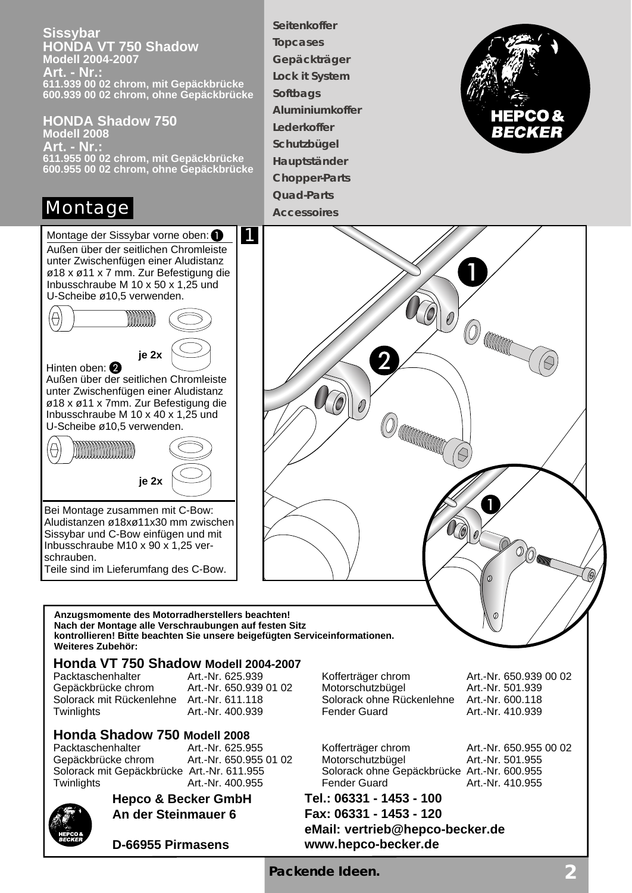**Sissybar**
**HONDA VT 750 Shadow**
**Modell 2004-2007**
**Art. - Nr.:**
**611.939 00 02 chrom, mit Gepäckbrücke**
**600.939 00 02 chrom, ohne Gepäckbrücke**

**HONDA Shadow 750**
**Modell 2008**
**Art. - Nr.:**
**611.955 00 02 chrom, mit Gepäckbrücke**
**600.955 00 02 chrom, ohne Gepäckbrücke**

**Seitenkoffer**
**Topcases**
**Gepäckträger**
**Lock it System**
**Softbags**
**Aluminiumkoffer**
**Lederkoffer**
**Schutzbügel**
**Hauptständer**
**Chopper-Parts**
**Quad-Parts**
**Accessoires**

# Montage

## 1

Montage der Sissybar vorne oben: ❶
Außen über der seitlichen Chromleiste unter Zwischenfügen einer Aludistanz ø18 x ø11 x 7 mm. Zur Befestigung die Inbusschraube M 10 x 50 x 1,25 und U-Scheibe ø10,5 verwenden.

**je 2x**

Hinten oben: ❷
Außen über der seitlichen Chromleiste unter Zwischenfügen einer Aludistanz ø18 x ø11 x 7mm. Zur Befestigung die Inbusschraube M 10 x 40 x 1,25 und U-Scheibe ø10,5 verwenden.

**je 2x**

Bei Montage zusammen mit C-Bow: Aludistanzen ø18xø11x30 mm zwischen Sissybar und C-Bow einfügen und mit Inbusschraube M10 x 90 x 1,25 verschrauben.
Teile sind im Lieferumfang des C-Bow.

**Anzugsmomente des Motorradherstellers beachten!**
**Nach der Montage alle Verschraubungen auf festen Sitz kontrollieren! Bitte beachten Sie unsere beigefügten Serviceinformationen.**
**Weiteres Zubehör:**

### Honda VT 750 Shadow Modell 2004-2007

| | | | |
|---|---|---|---|
| Packtaschenhalter | Art.-Nr. 625.939 | Kofferträger chrom | Art.-Nr. 650.939 00 02 |
| Gepäckbrücke chrom | Art.-Nr. 650.939 01 02 | Motorschutzbügel | Art.-Nr. 501.939 |
| Solorack mit Rückenlehne | Art.-Nr. 611.118 | Solorack ohne Rückenlehne | Art.-Nr. 600.118 |
| Twinlights | Art.-Nr. 400.939 | Fender Guard | Art.-Nr. 410.939 |

### Honda Shadow 750 Modell 2008

| | | | |
|---|---|---|---|
| Packtaschenhalter | Art.-Nr. 625.955 | Kofferträger chrom | Art.-Nr. 650.955 00 02 |
| Gepäckbrücke chrom | Art.-Nr. 650.955 01 02 | Motorschutzbügel | Art.-Nr. 501.955 |
| Solorack mit Gepäckbrücke | Art.-Nr. 611.955 | Solorack ohne Gepäckbrücke | Art.-Nr. 600.955 |
| Twinlights | Art.-Nr. 400.955 | Fender Guard | Art.-Nr. 410.955 |

**Hepco & Becker GmbH**
**An der Steinmauer 6**
**D-66955 Pirmasens**

**Tel.: 06331 - 1453 - 100**
**Fax: 06331 - 1453 - 120**
**eMail: vertrieb@hepco-becker.de**
**www.hepco-becker.de**

**Packende Ideen.**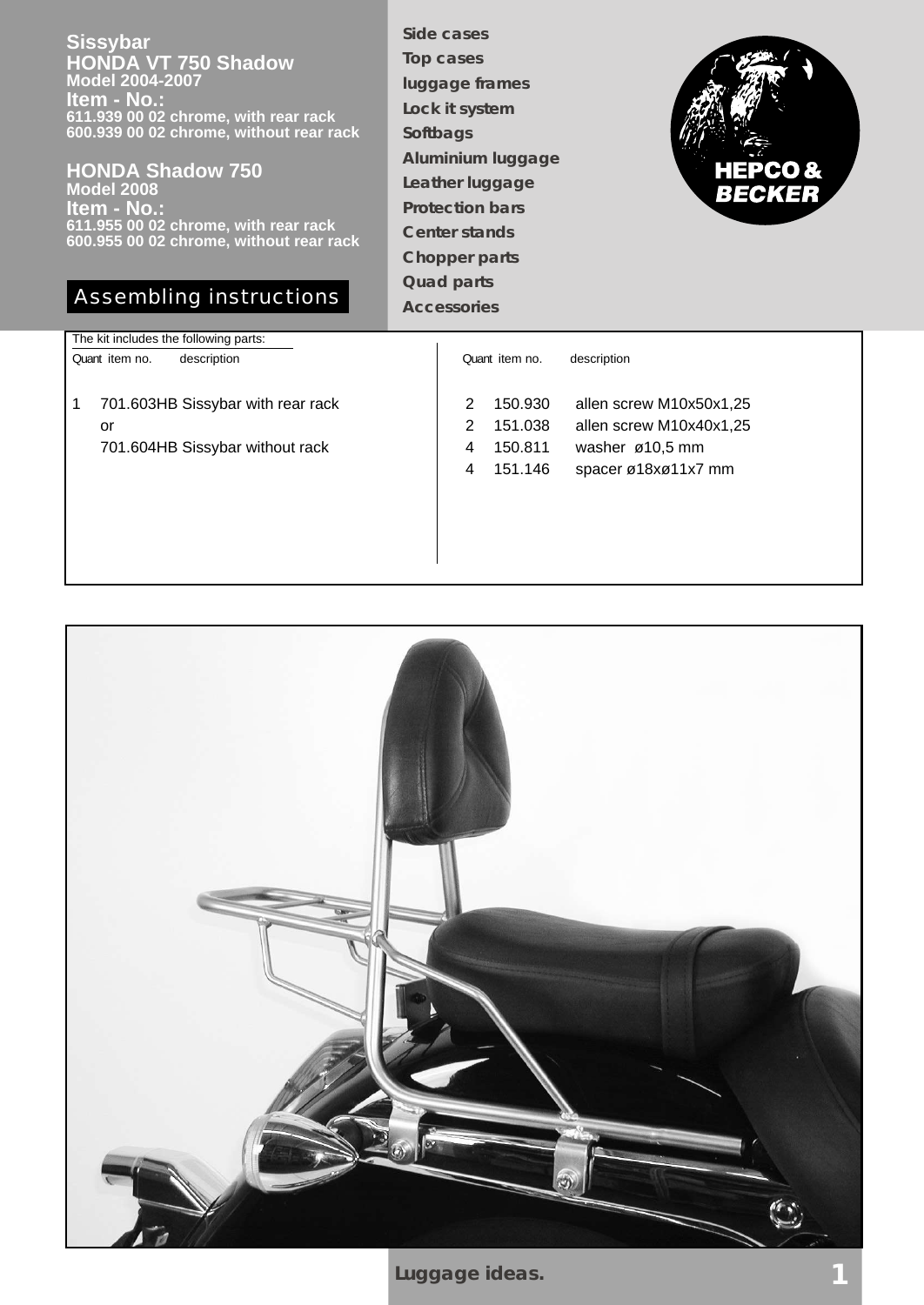# Sissybar

## HONDA VT 750 Shadow

**Model 2004-2007**

**Item - No.:**

**611.939 00 02 chrome, with rear rack**
**600.939 00 02 chrome, without rear rack**

## HONDA Shadow 750

**Model 2008**

**Item - No.:**

**611.955 00 02 chrome, with rear rack**
**600.955 00 02 chrome, without rear rack**

## Assembling instructions

**Side cases**
**Top cases**
**luggage frames**
**Lock it system**
**Softbags**
**Aluminium luggage**
**Leather luggage**
**Protection bars**
**Center stands**
**Chopper parts**
**Quad parts**
**Accessories**

HEPCO & BECKER

The kit includes the following parts:

| Quant | item no. | description |
|---|---|---|
| 1 | 701.603HB | Sissybar with rear rack |
| | | or |
| | 701.604HB | Sissybar without rack |

| Quant | item no. | description |
|---|---|---|
| 2 | 150.930 | allen screw M10x50x1,25 |
| 2 | 151.038 | allen screw M10x40x1,25 |
| 4 | 150.811 | washer ø10,5 mm |
| 4 | 151.146 | spacer ø18xø11x7 mm |

**Luggage ideas.**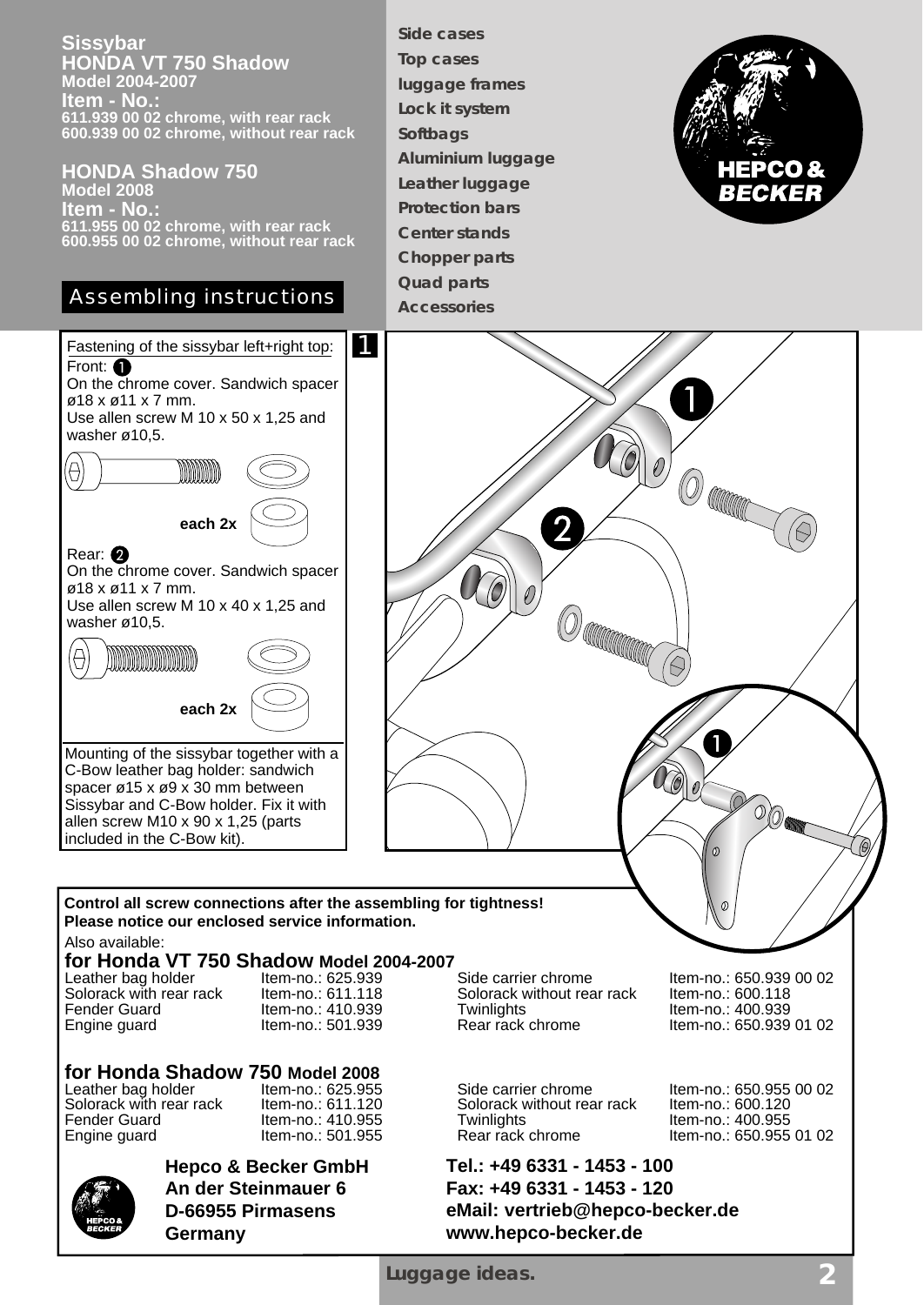# Sissybar

## HONDA VT 750 Shadow

**Model 2004-2007**

**Item - No.:**

**611.939 00 02 chrome, with rear rack**
**600.939 00 02 chrome, without rear rack**

## HONDA Shadow 750

**Model 2008**

**Item - No.:**

**611.955 00 02 chrome, with rear rack**
**600.955 00 02 chrome, without rear rack**

Assembling instructions

**Side cases**
**Top cases**
**luggage frames**
**Lock it system**
**Softbags**
**Aluminium luggage**
**Leather luggage**
**Protection bars**
**Center stands**
**Chopper parts**
**Quad parts**
**Accessories**

HEPCO & BECKER

**1**

Fastening of the sissybar left+right top:

Front: ❶
On the chrome cover. Sandwich spacer ø18 x ø11 x 7 mm.
Use allen screw M 10 x 50 x 1,25 and washer ø10,5.

**each 2x**

Rear: ❷
On the chrome cover. Sandwich spacer ø18 x ø11 x 7 mm.
Use allen screw M 10 x 40 x 1,25 and washer ø10,5.

**each 2x**

Mounting of the sissybar together with a C-Bow leather bag holder: sandwich spacer ø15 x ø9 x 30 mm between Sissybar and C-Bow holder. Fix it with allen screw M10 x 90 x 1,25 (parts included in the C-Bow kit).

**Control all screw connections after the assembling for tightness!**
**Please notice our enclosed service information.**

Also available:

### for Honda VT 750 Shadow Model 2004-2007

| | | | |
|---|---|---|---|
| Leather bag holder | Item-no.: 625.939 | Side carrier chrome | Item-no.: 650.939 00 02 |
| Solorack with rear rack | Item-no.: 611.118 | Solorack without rear rack | Item-no.: 600.118 |
| Fender Guard | Item-no.: 410.939 | Twinlights | Item-no.: 400.939 |
| Engine guard | Item-no.: 501.939 | Rear rack chrome | Item-no.: 650.939 01 02 |

### for Honda Shadow 750 Model 2008

| | | | |
|---|---|---|---|
| Leather bag holder | Item-no.: 625.955 | Side carrier chrome | Item-no.: 650.955 00 02 |
| Solorack with rear rack | Item-no.: 611.120 | Solorack without rear rack | Item-no.: 600.120 |
| Fender Guard | Item-no.: 410.955 | Twinlights | Item-no.: 400.955 |
| Engine guard | Item-no.: 501.955 | Rear rack chrome | Item-no.: 650.955 01 02 |

**Hepco & Becker GmbH**
**An der Steinmauer 6**
**D-66955 Pirmasens**
**Germany**

**Tel.: +49 6331 - 1453 - 100**
**Fax: +49 6331 - 1453 - 120**
**eMail: vertrieb@hepco-becker.de**
**www.hepco-becker.de**

**Luggage ideas.**